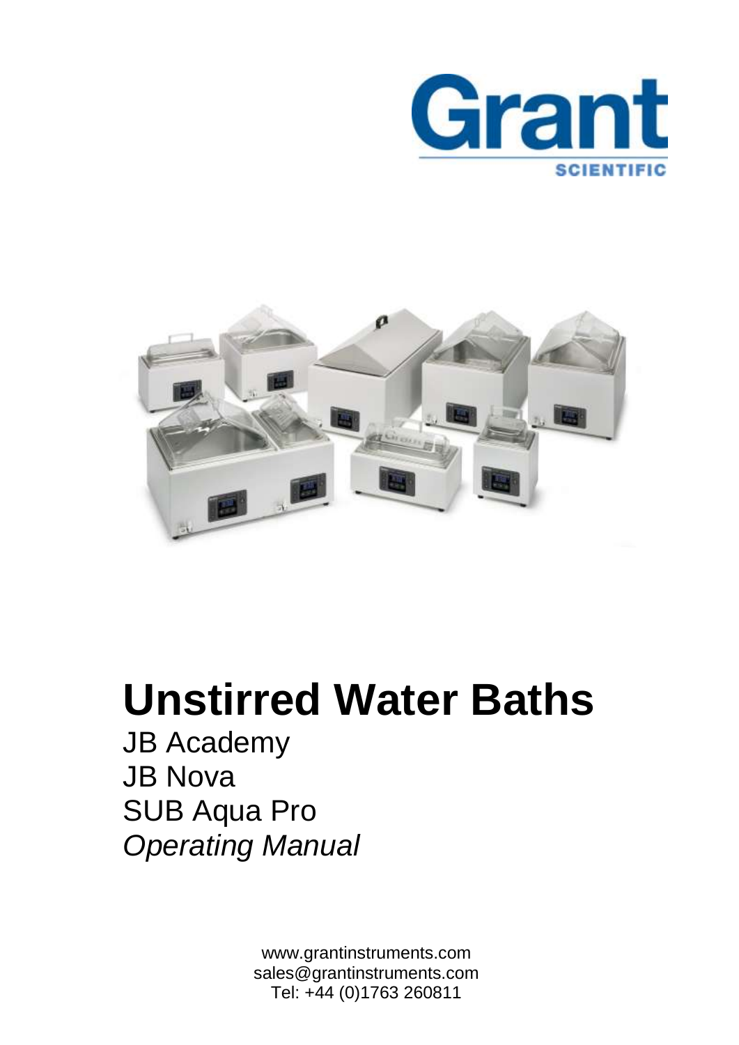Grant

SCIENTIFIC

# Unstirred Water Baths

JB Academy

JB Nova

SUB Aqua Pro

*Operating Manual*

www.grantinstruments.com

sales@grantinstruments.com

Tel: +44 (0)1763 260811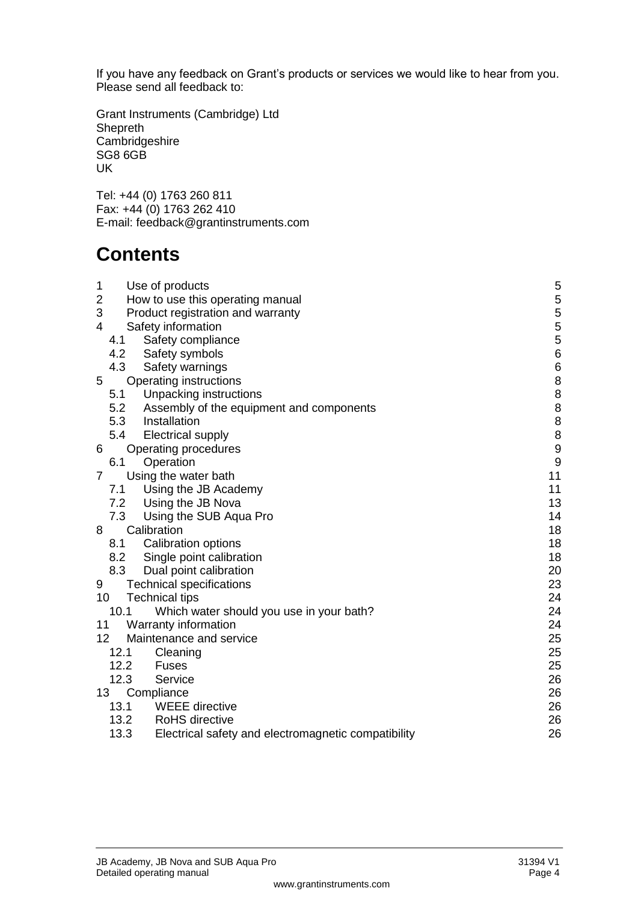If you have any feedback on Grant's products or services we would like to hear from you. Please send all feedback to:

Grant Instruments (Cambridge) Ltd
Shepreth
Cambridgeshire
SG8 6GB
UK

Tel: +44 (0) 1763 260 811
Fax: +44 (0) 1763 262 410
E-mail: feedback@grantinstruments.com

# Contents

| | | |
|---|---|---|
| 1 | Use of products | 5 |
| 2 | How to use this operating manual | 5 |
| 3 | Product registration and warranty | 5 |
| 4 | Safety information | 5 |
| 4.1 | Safety compliance | 5 |
| 4.2 | Safety symbols | 6 |
| 4.3 | Safety warnings | 6 |
| 5 | Operating instructions | 8 |
| 5.1 | Unpacking instructions | 8 |
| 5.2 | Assembly of the equipment and components | 8 |
| 5.3 | Installation | 8 |
| 5.4 | Electrical supply | 8 |
| 6 | Operating procedures | 9 |
| 6.1 | Operation | 9 |
| 7 | Using the water bath | 11 |
| 7.1 | Using the JB Academy | 11 |
| 7.2 | Using the JB Nova | 13 |
| 7.3 | Using the SUB Aqua Pro | 14 |
| 8 | Calibration | 18 |
| 8.1 | Calibration options | 18 |
| 8.2 | Single point calibration | 18 |
| 8.3 | Dual point calibration | 20 |
| 9 | Technical specifications | 23 |
| 10 | Technical tips | 24 |
| 10.1 | Which water should you use in your bath? | 24 |
| 11 | Warranty information | 24 |
| 12 | Maintenance and service | 25 |
| 12.1 | Cleaning | 25 |
| 12.2 | Fuses | 25 |
| 12.3 | Service | 26 |
| 13 | Compliance | 26 |
| 13.1 | WEEE directive | 26 |
| 13.2 | RoHS directive | 26 |
| 13.3 | Electrical safety and electromagnetic compatibility | 26 |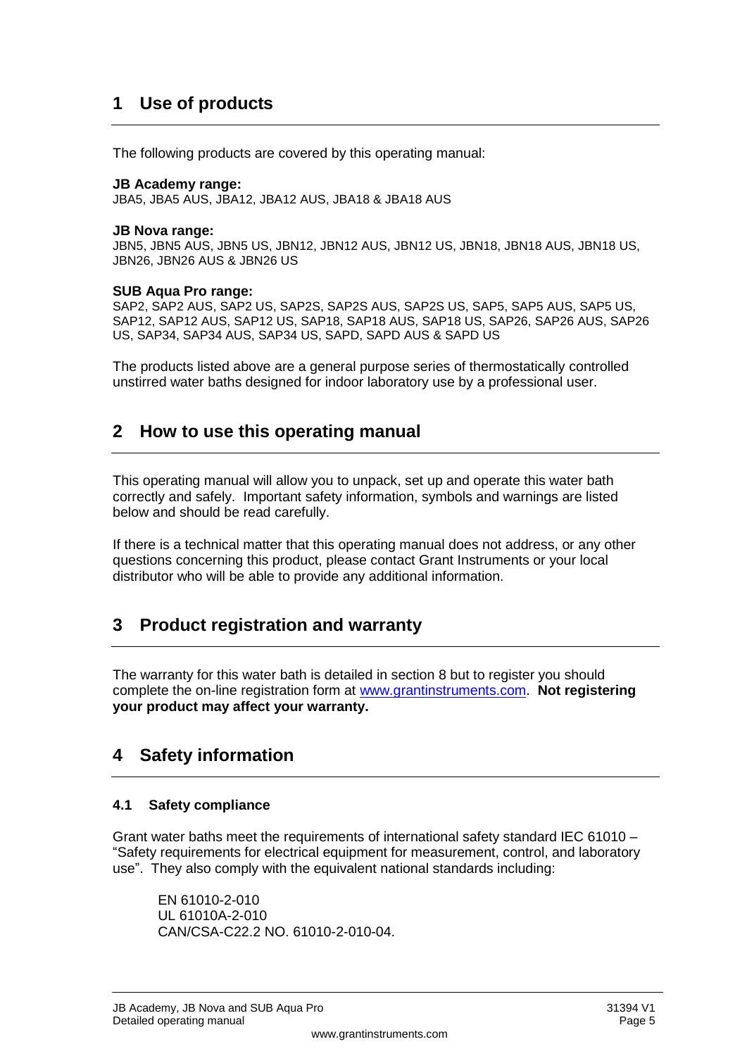# 1 Use of products

The following products are covered by this operating manual:

**JB Academy range:**
JBA5, JBA5 AUS, JBA12, JBA12 AUS, JBA18 & JBA18 AUS

**JB Nova range:**
JBN5, JBN5 AUS, JBN5 US, JBN12, JBN12 AUS, JBN12 US, JBN18, JBN18 AUS, JBN18 US, JBN26, JBN26 AUS & JBN26 US

**SUB Aqua Pro range:**
SAP2, SAP2 AUS, SAP2 US, SAP2S, SAP2S AUS, SAP2S US, SAP5, SAP5 AUS, SAP5 US, SAP12, SAP12 AUS, SAP12 US, SAP18, SAP18 AUS, SAP18 US, SAP26, SAP26 AUS, SAP26 US, SAP34, SAP34 AUS, SAP34 US, SAPD, SAPD AUS & SAPD US

The products listed above are a general purpose series of thermostatically controlled unstirred water baths designed for indoor laboratory use by a professional user.

# 2 How to use this operating manual

This operating manual will allow you to unpack, set up and operate this water bath correctly and safely. Important safety information, symbols and warnings are listed below and should be read carefully.

If there is a technical matter that this operating manual does not address, or any other questions concerning this product, please contact Grant Instruments or your local distributor who will be able to provide any additional information.

# 3 Product registration and warranty

The warranty for this water bath is detailed in section 8 but to register you should complete the on-line registration form at www.grantinstruments.com. **Not registering your product may affect your warranty.**

# 4 Safety information

## 4.1 Safety compliance

Grant water baths meet the requirements of international safety standard IEC 61010 – "Safety requirements for electrical equipment for measurement, control, and laboratory use". They also comply with the equivalent national standards including:

EN 61010-2-010
UL 61010A-2-010
CAN/CSA-C22.2 NO. 61010-2-010-04.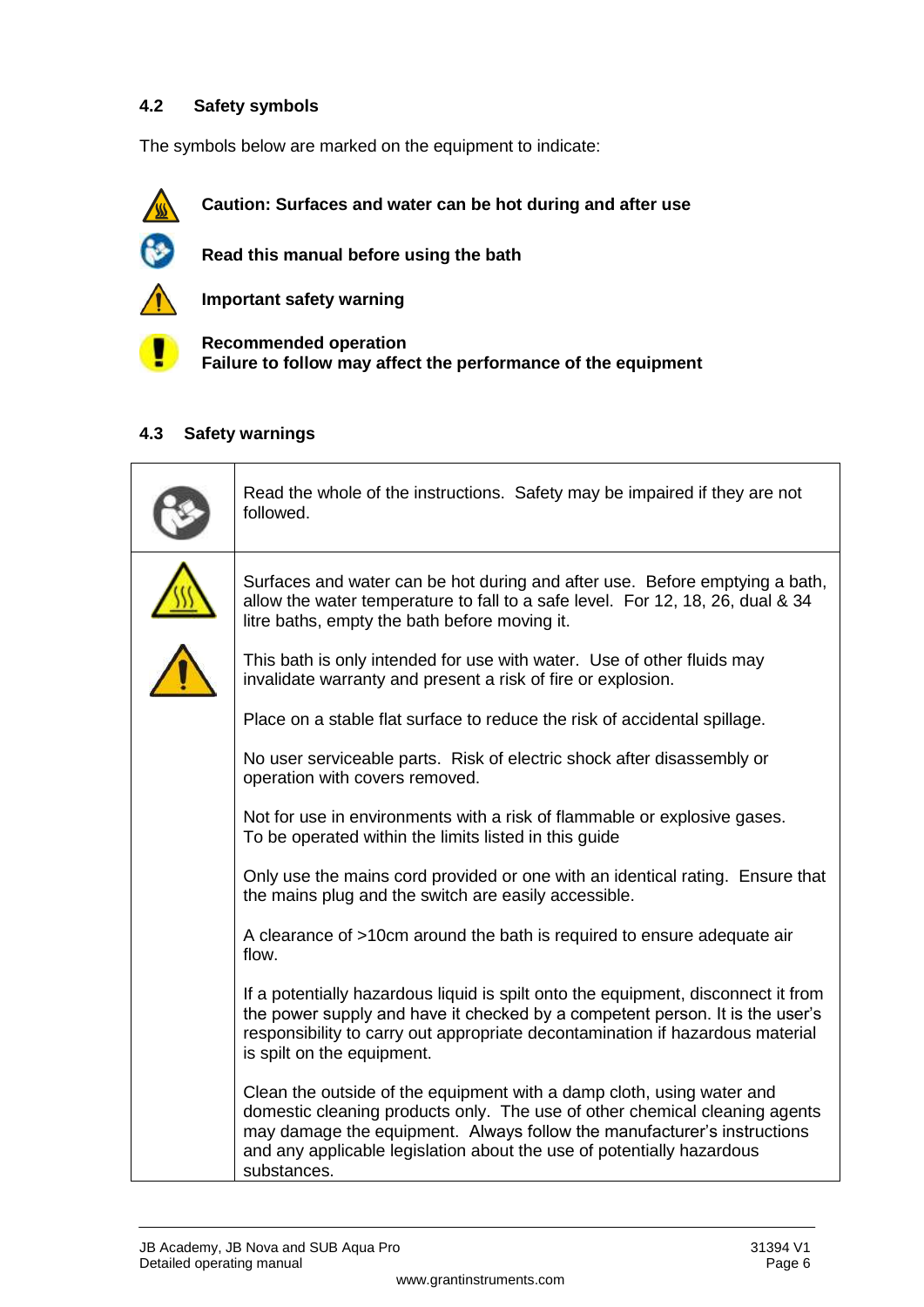### 4.2 Safety symbols

The symbols below are marked on the equipment to indicate:

**Caution: Surfaces and water can be hot during and after use**

**Read this manual before using the bath**

**Important safety warning**

**Recommended operation**
**Failure to follow may affect the performance of the equipment**

### 4.3 Safety warnings

| | |
|---|---|
| | Read the whole of the instructions. Safety may be impaired if they are not followed. |
| | Surfaces and water can be hot during and after use. Before emptying a bath, allow the water temperature to fall to a safe level. For 12, 18, 26, dual & 34 litre baths, empty the bath before moving it.<br><br>This bath is only intended for use with water. Use of other fluids may invalidate warranty and present a risk of fire or explosion.<br><br>Place on a stable flat surface to reduce the risk of accidental spillage.<br><br>No user serviceable parts. Risk of electric shock after disassembly or operation with covers removed.<br><br>Not for use in environments with a risk of flammable or explosive gases. To be operated within the limits listed in this guide<br><br>Only use the mains cord provided or one with an identical rating. Ensure that the mains plug and the switch are easily accessible.<br><br>A clearance of >10cm around the bath is required to ensure adequate air flow.<br><br>If a potentially hazardous liquid is spilt onto the equipment, disconnect it from the power supply and have it checked by a competent person. It is the user's responsibility to carry out appropriate decontamination if hazardous material is spilt on the equipment.<br><br>Clean the outside of the equipment with a damp cloth, using water and domestic cleaning products only. The use of other chemical cleaning agents may damage the equipment. Always follow the manufacturer's instructions and any applicable legislation about the use of potentially hazardous substances. |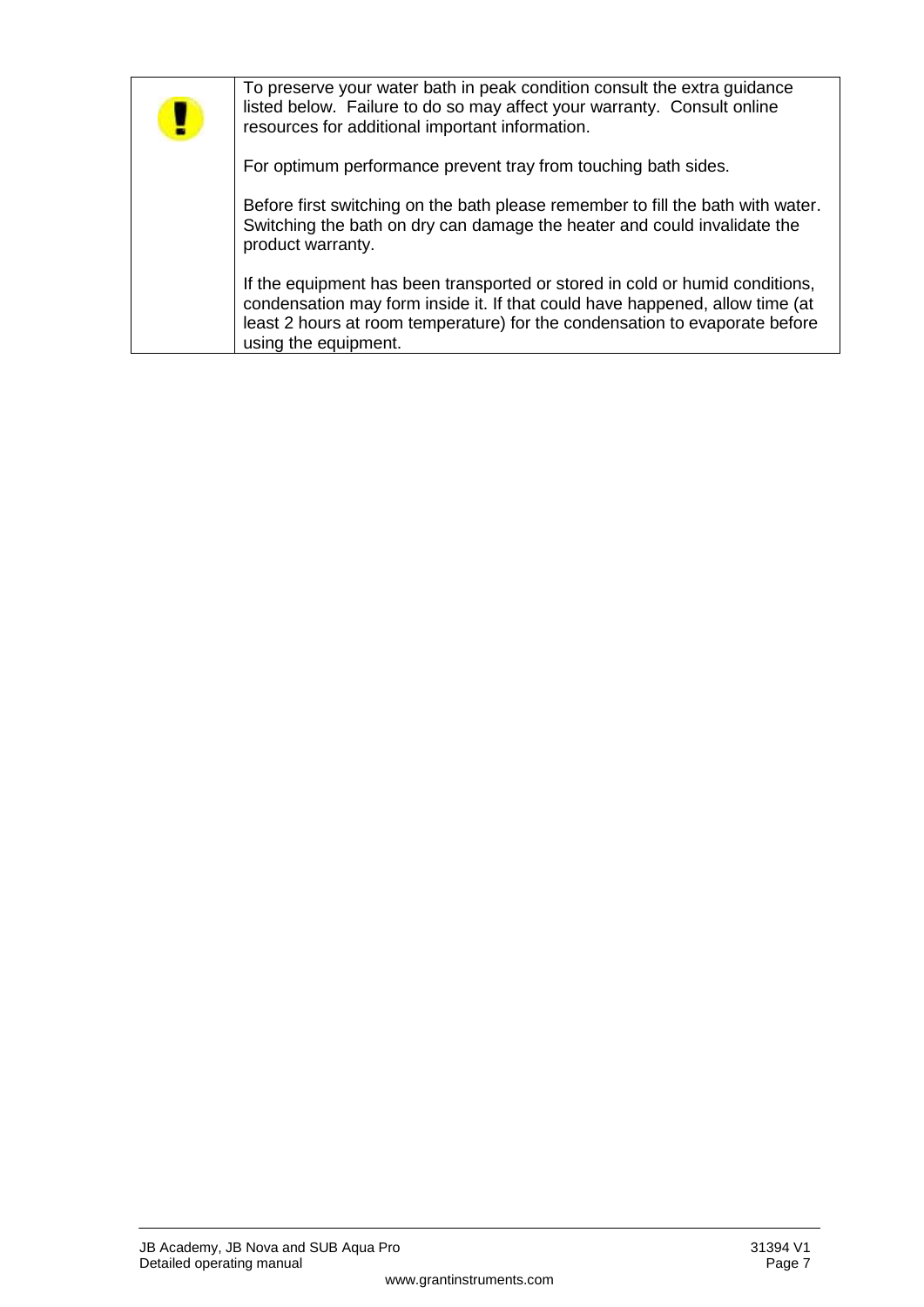| | |
|---|---|
| ! | To preserve your water bath in peak condition consult the extra guidance listed below. Failure to do so may affect your warranty. Consult online resources for additional important information.<br><br>For optimum performance prevent tray from touching bath sides.<br><br>Before first switching on the bath please remember to fill the bath with water. Switching the bath on dry can damage the heater and could invalidate the product warranty.<br><br>If the equipment has been transported or stored in cold or humid conditions, condensation may form inside it. If that could have happened, allow time (at least 2 hours at room temperature) for the condensation to evaporate before using the equipment. |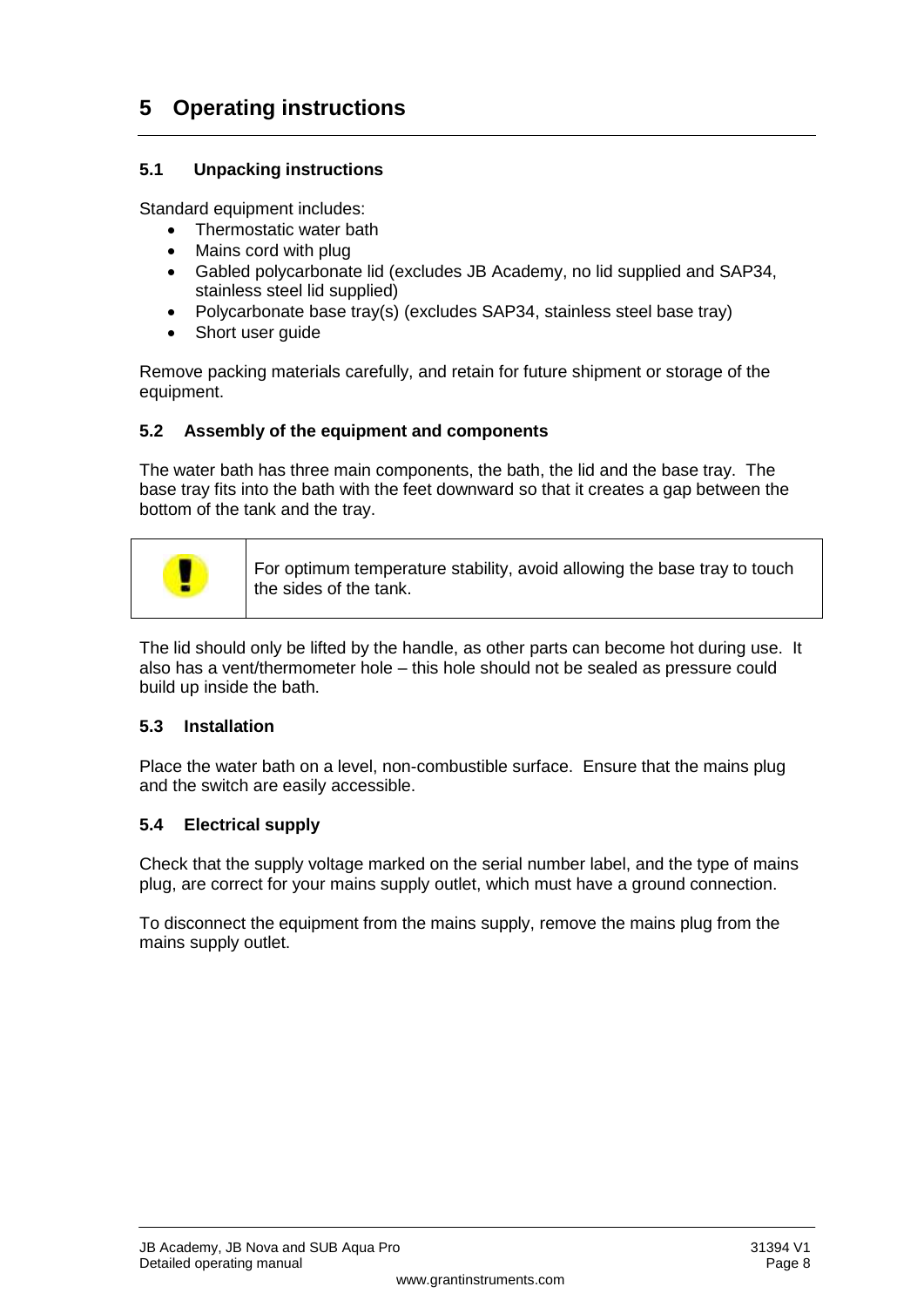# 5 Operating instructions

## 5.1 Unpacking instructions

Standard equipment includes:

- Thermostatic water bath
- Mains cord with plug
- Gabled polycarbonate lid (excludes JB Academy, no lid supplied and SAP34, stainless steel lid supplied)
- Polycarbonate base tray(s) (excludes SAP34, stainless steel base tray)
- Short user guide

Remove packing materials carefully, and retain for future shipment or storage of the equipment.

## 5.2 Assembly of the equipment and components

The water bath has three main components, the bath, the lid and the base tray. The base tray fits into the bath with the feet downward so that it creates a gap between the bottom of the tank and the tray.

| ! | For optimum temperature stability, avoid allowing the base tray to touch the sides of the tank. |
|---|---|

The lid should only be lifted by the handle, as other parts can become hot during use. It also has a vent/thermometer hole – this hole should not be sealed as pressure could build up inside the bath.

## 5.3 Installation

Place the water bath on a level, non-combustible surface. Ensure that the mains plug and the switch are easily accessible.

## 5.4 Electrical supply

Check that the supply voltage marked on the serial number label, and the type of mains plug, are correct for your mains supply outlet, which must have a ground connection.

To disconnect the equipment from the mains supply, remove the mains plug from the mains supply outlet.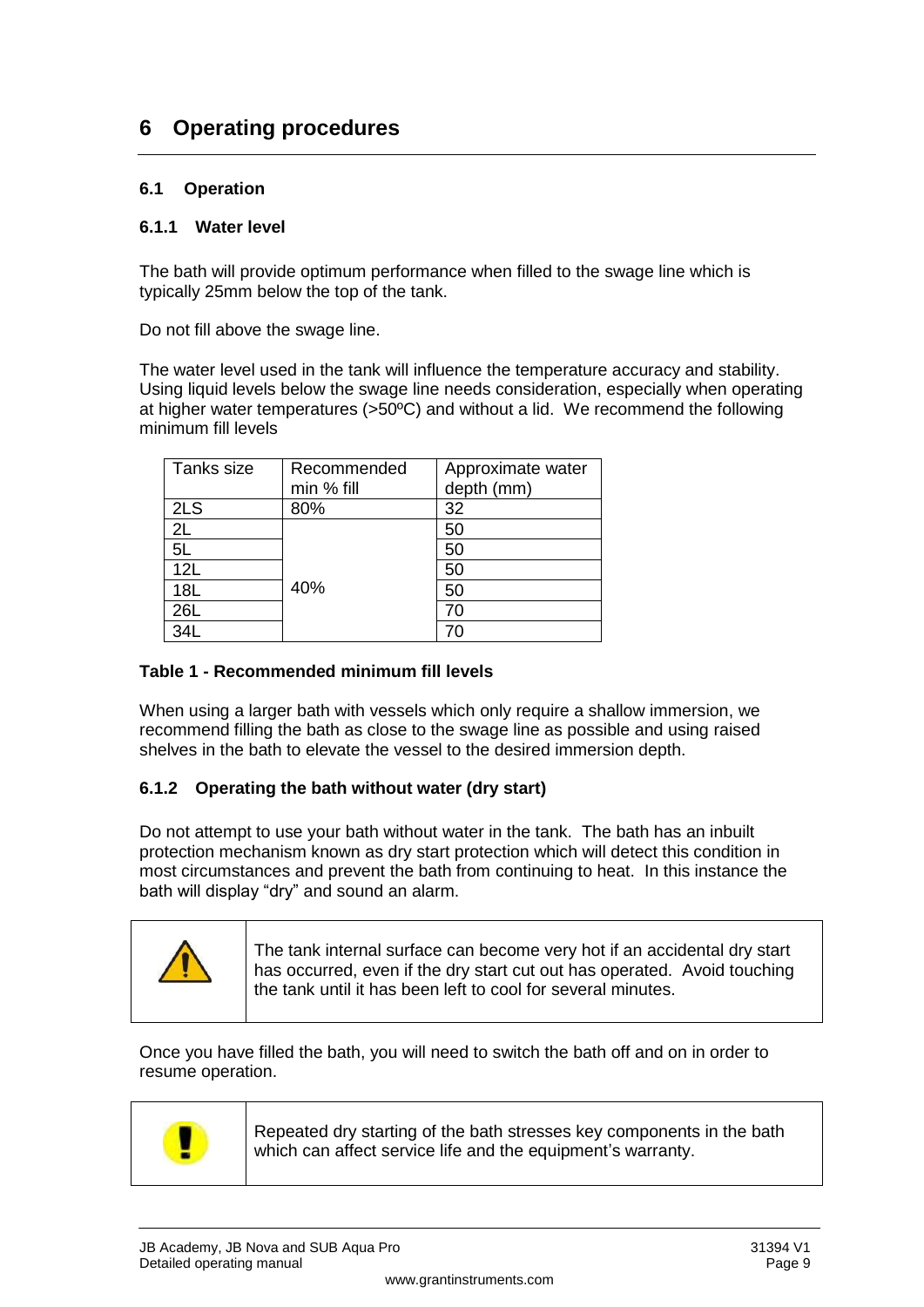# 6 Operating procedures

## 6.1 Operation

### 6.1.1 Water level

The bath will provide optimum performance when filled to the swage line which is typically 25mm below the top of the tank.

Do not fill above the swage line.

The water level used in the tank will influence the temperature accuracy and stability. Using liquid levels below the swage line needs consideration, especially when operating at higher water temperatures (>50ºC) and without a lid. We recommend the following minimum fill levels

| Tanks size | Recommended min % fill | Approximate water depth (mm) |
|---|---|---|
| 2LS | 80% | 32 |
| 2L | 40% | 50 |
| 5L | | 50 |
| 12L | | 50 |
| 18L | | 50 |
| 26L | | 70 |
| 34L | | 70 |

**Table 1 - Recommended minimum fill levels**

When using a larger bath with vessels which only require a shallow immersion, we recommend filling the bath as close to the swage line as possible and using raised shelves in the bath to elevate the vessel to the desired immersion depth.

### 6.1.2 Operating the bath without water (dry start)

Do not attempt to use your bath without water in the tank. The bath has an inbuilt protection mechanism known as dry start protection which will detect this condition in most circumstances and prevent the bath from continuing to heat. In this instance the bath will display “dry” and sound an alarm.

> The tank internal surface can become very hot if an accidental dry start has occurred, even if the dry start cut out has operated. Avoid touching the tank until it has been left to cool for several minutes.

Once you have filled the bath, you will need to switch the bath off and on in order to resume operation.

> Repeated dry starting of the bath stresses key components in the bath which can affect service life and the equipment’s warranty.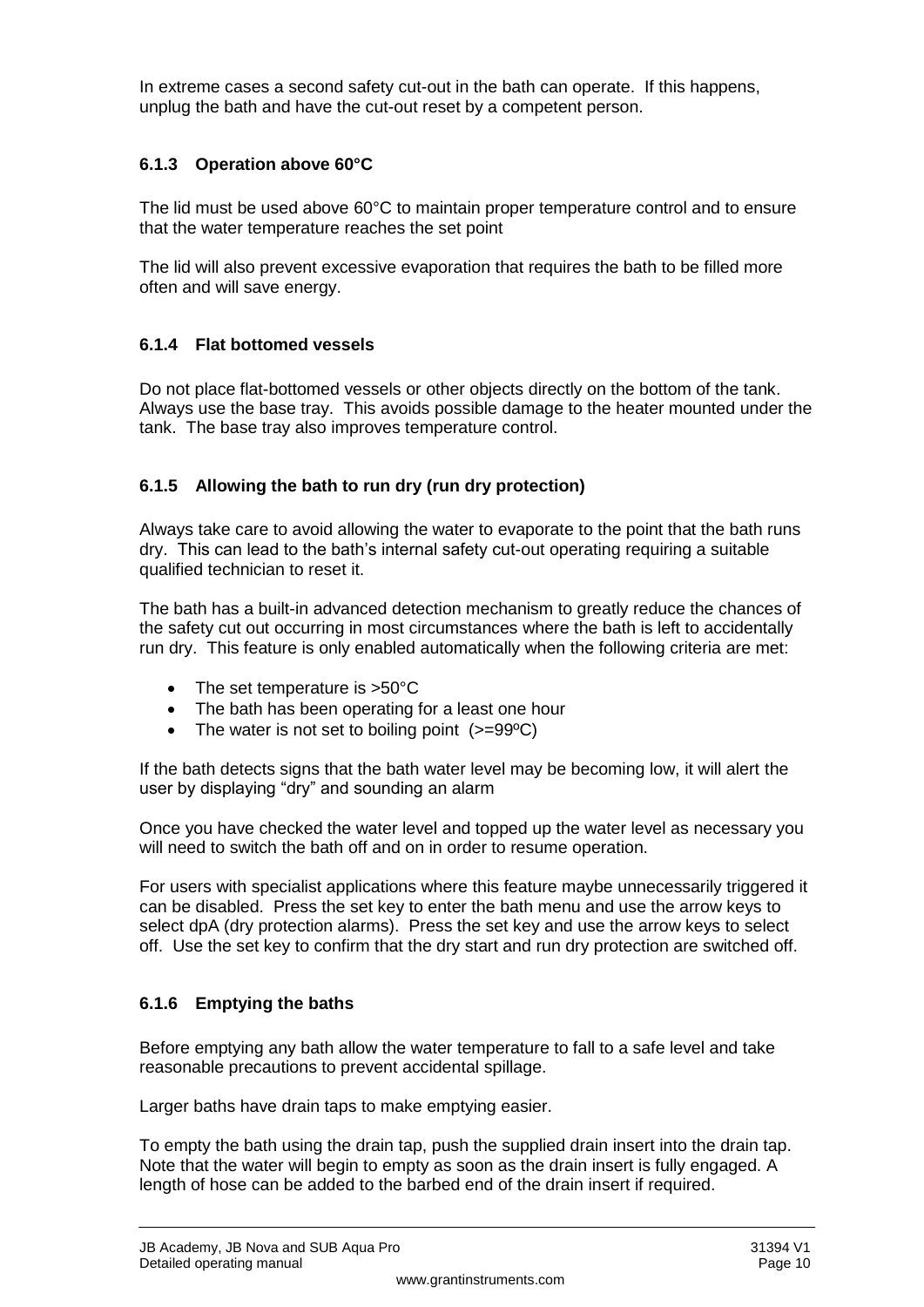In extreme cases a second safety cut-out in the bath can operate. If this happens, unplug the bath and have the cut-out reset by a competent person.

### 6.1.3 Operation above 60°C

The lid must be used above 60°C to maintain proper temperature control and to ensure that the water temperature reaches the set point

The lid will also prevent excessive evaporation that requires the bath to be filled more often and will save energy.

### 6.1.4 Flat bottomed vessels

Do not place flat-bottomed vessels or other objects directly on the bottom of the tank. Always use the base tray. This avoids possible damage to the heater mounted under the tank. The base tray also improves temperature control.

### 6.1.5 Allowing the bath to run dry (run dry protection)

Always take care to avoid allowing the water to evaporate to the point that the bath runs dry. This can lead to the bath's internal safety cut-out operating requiring a suitable qualified technician to reset it.

The bath has a built-in advanced detection mechanism to greatly reduce the chances of the safety cut out occurring in most circumstances where the bath is left to accidentally run dry. This feature is only enabled automatically when the following criteria are met:

- The set temperature is >50°C
- The bath has been operating for a least one hour
- The water is not set to boiling point (>=99ºC)

If the bath detects signs that the bath water level may be becoming low, it will alert the user by displaying "dry" and sounding an alarm

Once you have checked the water level and topped up the water level as necessary you will need to switch the bath off and on in order to resume operation.

For users with specialist applications where this feature maybe unnecessarily triggered it can be disabled. Press the set key to enter the bath menu and use the arrow keys to select dpA (dry protection alarms). Press the set key and use the arrow keys to select off. Use the set key to confirm that the dry start and run dry protection are switched off.

### 6.1.6 Emptying the baths

Before emptying any bath allow the water temperature to fall to a safe level and take reasonable precautions to prevent accidental spillage.

Larger baths have drain taps to make emptying easier.

To empty the bath using the drain tap, push the supplied drain insert into the drain tap. Note that the water will begin to empty as soon as the drain insert is fully engaged. A length of hose can be added to the barbed end of the drain insert if required.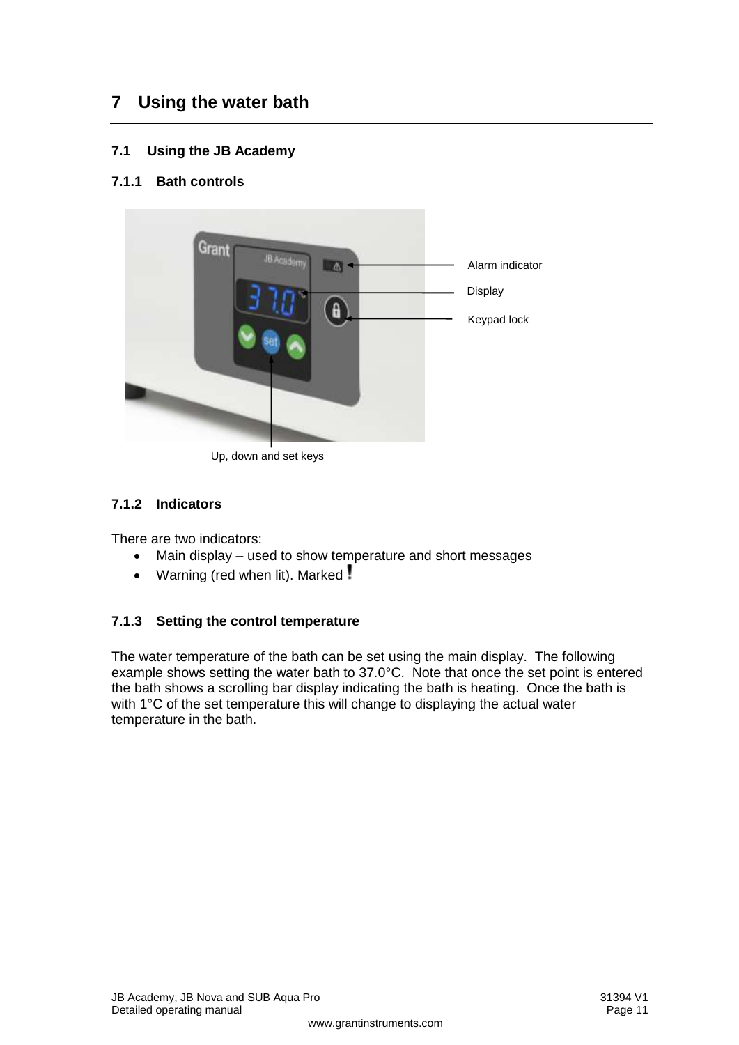# 7 Using the water bath

## 7.1 Using the JB Academy

### 7.1.1 Bath controls

Alarm indicator

Display

Keypad lock

Up, down and set keys

### 7.1.2 Indicators

There are two indicators:

- Main display – used to show temperature and short messages
- Warning (red when lit). Marked !

### 7.1.3 Setting the control temperature

The water temperature of the bath can be set using the main display. The following example shows setting the water bath to 37.0°C. Note that once the set point is entered the bath shows a scrolling bar display indicating the bath is heating. Once the bath is with 1°C of the set temperature this will change to displaying the actual water temperature in the bath.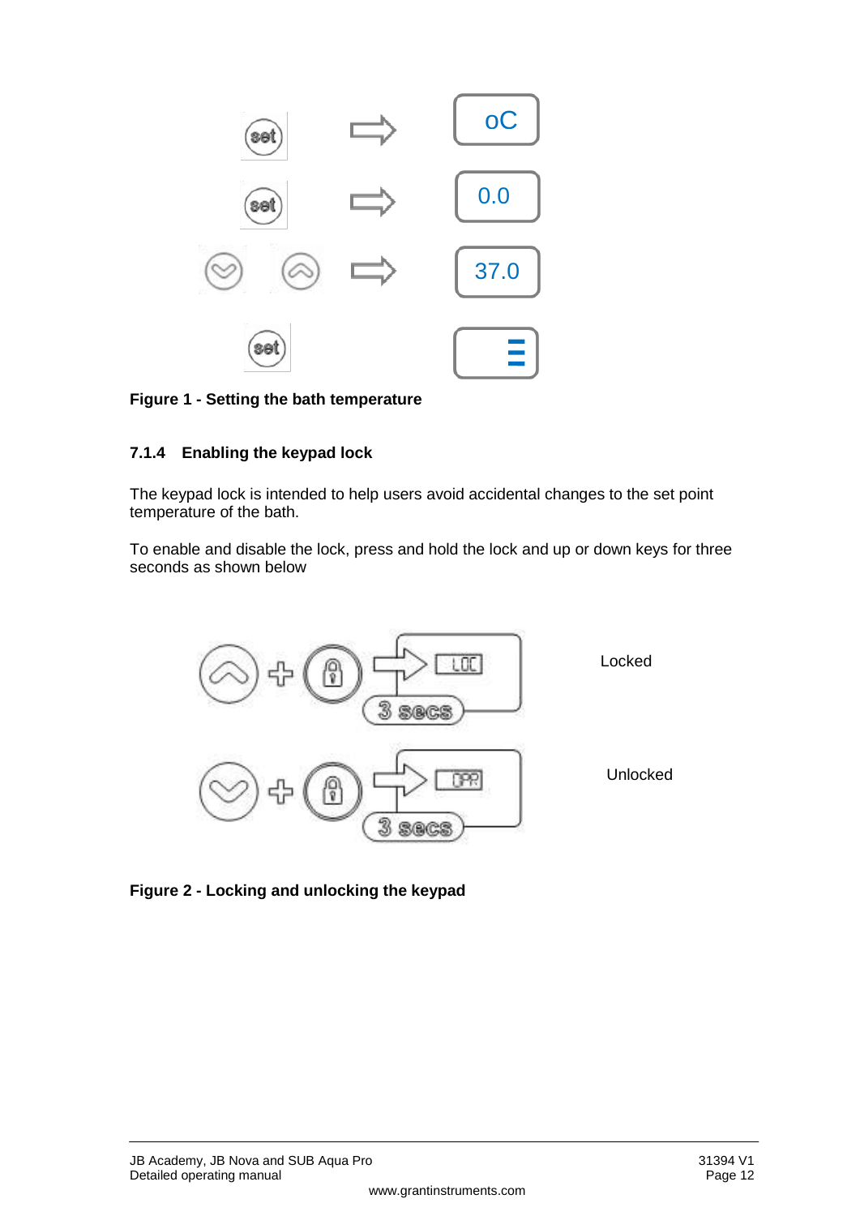Figure 1 - Setting the bath temperature

### 7.1.4 Enabling the keypad lock

The keypad lock is intended to help users avoid accidental changes to the set point temperature of the bath.

To enable and disable the lock, press and hold the lock and up or down keys for three seconds as shown below

Locked

Unlocked

Figure 2 - Locking and unlocking the keypad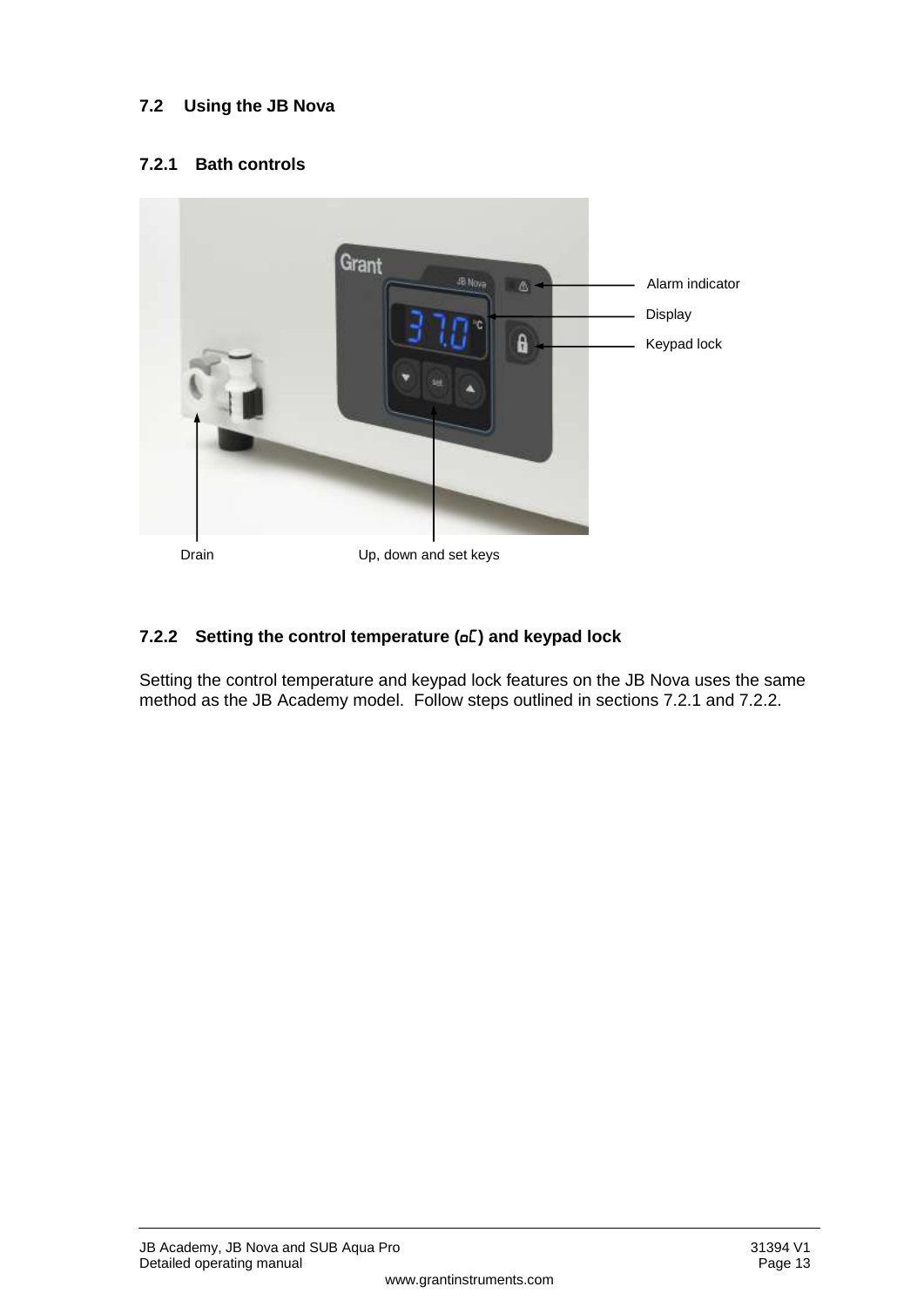## 7.2 Using the JB Nova

### 7.2.1 Bath controls

Alarm indicator

Display

Keypad lock

Drain

Up, down and set keys

### 7.2.2 Setting the control temperature (oC) and keypad lock

Setting the control temperature and keypad lock features on the JB Nova uses the same method as the JB Academy model. Follow steps outlined in sections 7.2.1 and 7.2.2.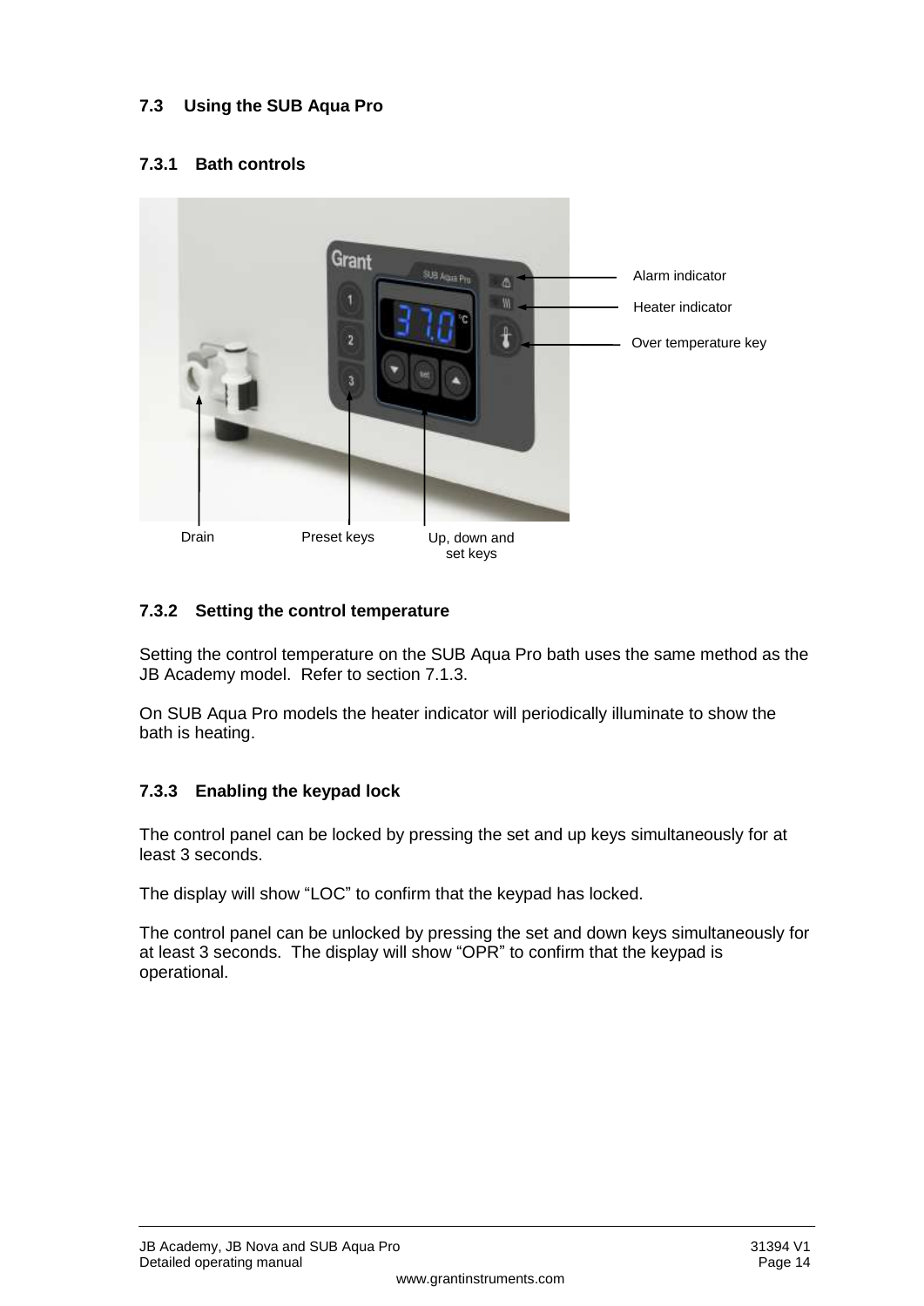## 7.3 Using the SUB Aqua Pro

### 7.3.1 Bath controls

Alarm indicator

Heater indicator

Over temperature key

Drain

Preset keys

Up, down and set keys

### 7.3.2 Setting the control temperature

Setting the control temperature on the SUB Aqua Pro bath uses the same method as the JB Academy model. Refer to section 7.1.3.

On SUB Aqua Pro models the heater indicator will periodically illuminate to show the bath is heating.

### 7.3.3 Enabling the keypad lock

The control panel can be locked by pressing the set and up keys simultaneously for at least 3 seconds.

The display will show “LOC” to confirm that the keypad has locked.

The control panel can be unlocked by pressing the set and down keys simultaneously for at least 3 seconds. The display will show “OPR” to confirm that the keypad is operational.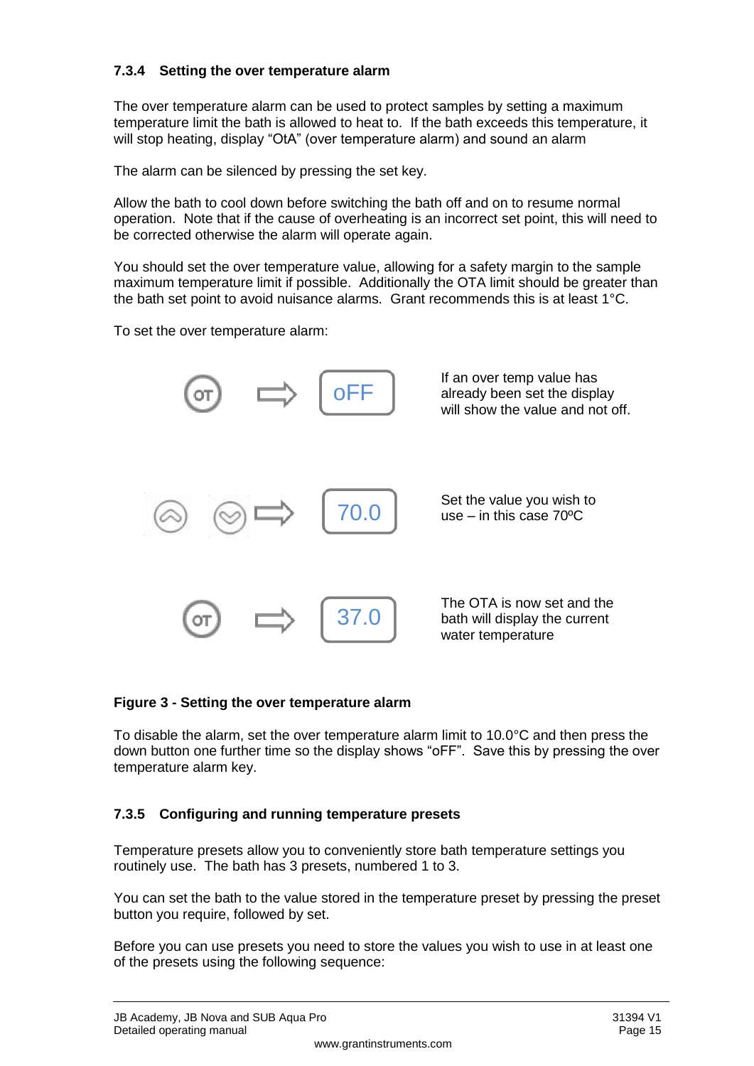### 7.3.4 Setting the over temperature alarm

The over temperature alarm can be used to protect samples by setting a maximum temperature limit the bath is allowed to heat to. If the bath exceeds this temperature, it will stop heating, display "OtA" (over temperature alarm) and sound an alarm

The alarm can be silenced by pressing the set key.

Allow the bath to cool down before switching the bath off and on to resume normal operation. Note that if the cause of overheating is an incorrect set point, this will need to be corrected otherwise the alarm will operate again.

You should set the over temperature value, allowing for a safety margin to the sample maximum temperature limit if possible. Additionally the OTA limit should be greater than the bath set point to avoid nuisance alarms. Grant recommends this is at least 1°C.

To set the over temperature alarm:

OT ⇨ oFF — If an over temp value has already been set the display will show the value and not off.

▲ ▼ ⇨ 70.0 — Set the value you wish to use – in this case 70ºC

OT ⇨ 37.0 — The OTA is now set and the bath will display the current water temperature

**Figure 3 - Setting the over temperature alarm**

To disable the alarm, set the over temperature alarm limit to 10.0°C and then press the down button one further time so the display shows "oFF". Save this by pressing the over temperature alarm key.

### 7.3.5 Configuring and running temperature presets

Temperature presets allow you to conveniently store bath temperature settings you routinely use. The bath has 3 presets, numbered 1 to 3.

You can set the bath to the value stored in the temperature preset by pressing the preset button you require, followed by set.

Before you can use presets you need to store the values you wish to use in at least one of the presets using the following sequence: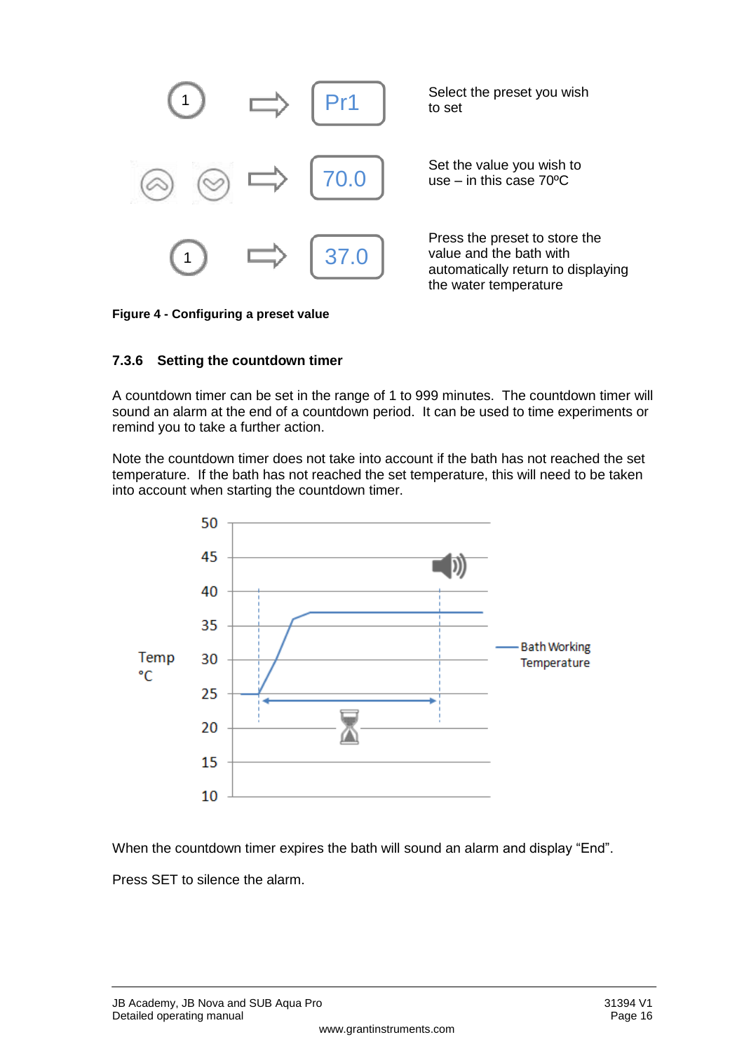| | | |
|---|---|---|
| 1 ⇨ | Pr1 | Select the preset you wish to set |
| ⌃ ⌄ ⇨ | 70.0 | Set the value you wish to use – in this case 70ºC |
| 1 ⇨ | 37.0 | Press the preset to store the value and the bath with automatically return to displaying the water temperature |

**Figure 4 - Configuring a preset value**

### 7.3.6 Setting the countdown timer

A countdown timer can be set in the range of 1 to 999 minutes. The countdown timer will sound an alarm at the end of a countdown period. It can be used to time experiments or remind you to take a further action.

Note the countdown timer does not take into account if the bath has not reached the set temperature. If the bath has not reached the set temperature, this will need to be taken into account when starting the countdown timer.

When the countdown timer expires the bath will sound an alarm and display “End”.

Press SET to silence the alarm.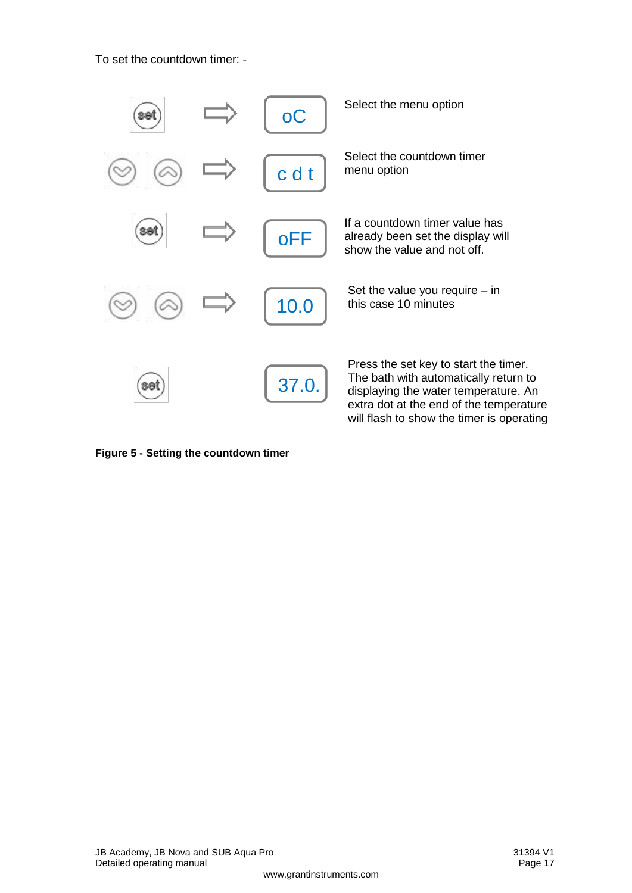To set the countdown timer: -

| Key | | Display | Description |
|---|---|---|---|
| set | ⇨ | oC | Select the menu option |
| ▽ △ | ⇨ | c d t | Select the countdown timer menu option |
| set | ⇨ | oFF | If a countdown timer value has already been set the display will show the value and not off. |
| ▽ △ | ⇨ | 10.0 | Set the value you require – in this case 10 minutes |
| set | | 37.0. | Press the set key to start the timer. The bath with automatically return to displaying the water temperature. An extra dot at the end of the temperature will flash to show the timer is operating |

**Figure 5 - Setting the countdown timer**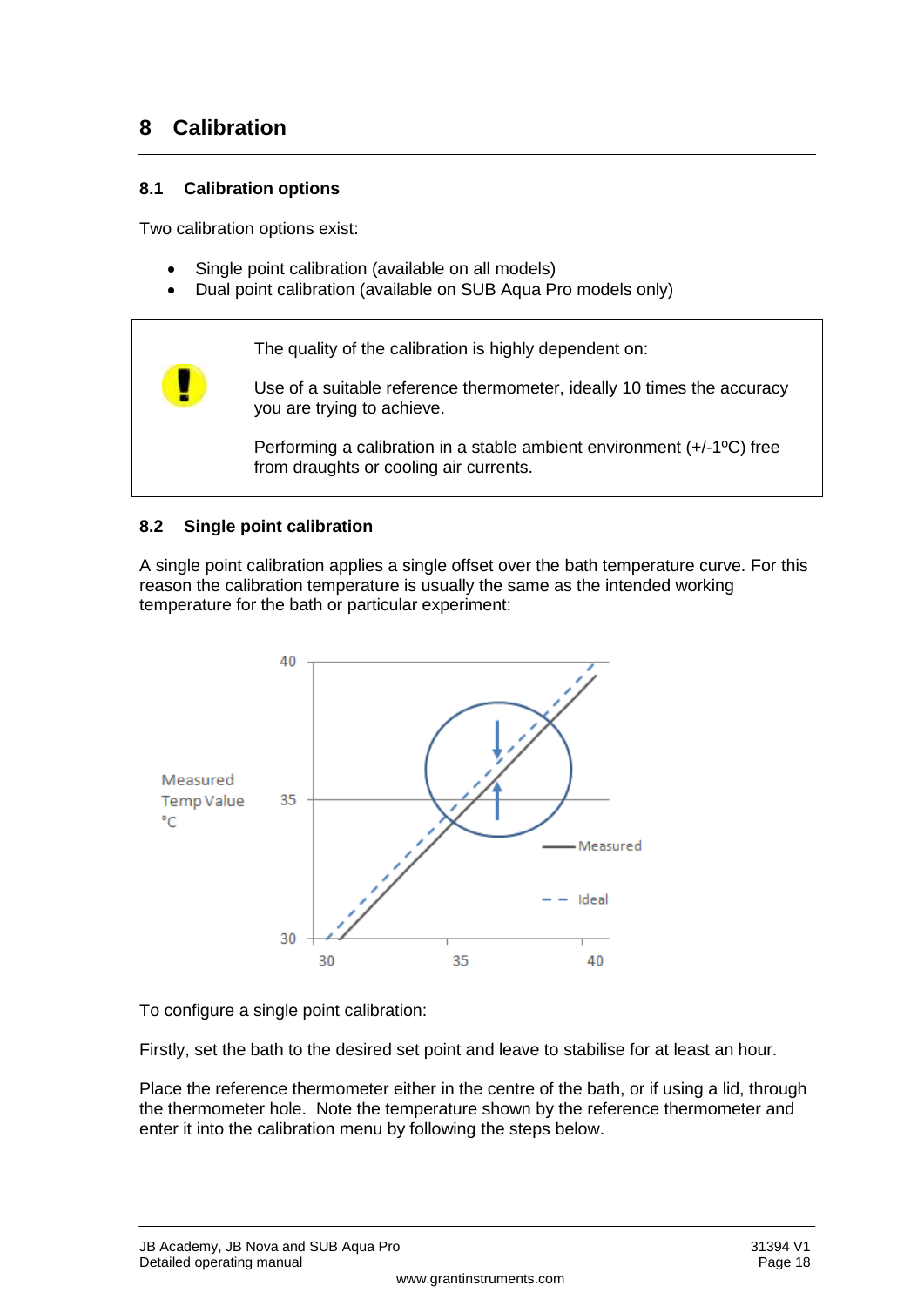# 8 Calibration

## 8.1 Calibration options

Two calibration options exist:

- Single point calibration (available on all models)
- Dual point calibration (available on SUB Aqua Pro models only)

| | |
|---|---|
| ! | The quality of the calibration is highly dependent on:<br><br>Use of a suitable reference thermometer, ideally 10 times the accuracy you are trying to achieve.<br><br>Performing a calibration in a stable ambient environment (+/-1ºC) free from draughts or cooling air currents. |

## 8.2 Single point calibration

A single point calibration applies a single offset over the bath temperature curve. For this reason the calibration temperature is usually the same as the intended working temperature for the bath or particular experiment:

To configure a single point calibration:

Firstly, set the bath to the desired set point and leave to stabilise for at least an hour.

Place the reference thermometer either in the centre of the bath, or if using a lid, through the thermometer hole. Note the temperature shown by the reference thermometer and enter it into the calibration menu by following the steps below.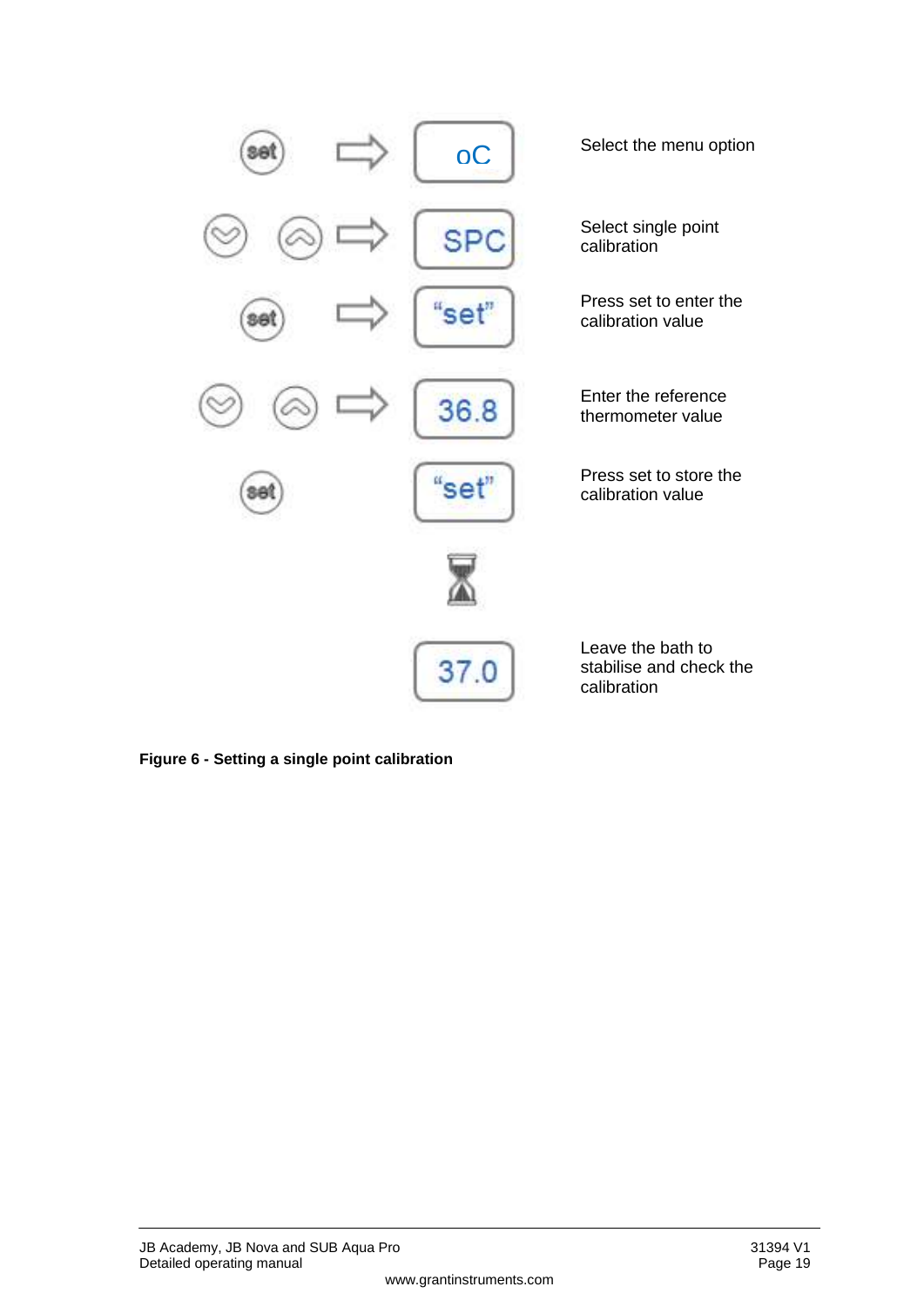| Button | Display | Action |
|---|---|---|
| set | oC | Select the menu option |
| ▽ △ | SPC | Select single point calibration |
| set | "set" | Press set to enter the calibration value |
| ▽ △ | 36.8 | Enter the reference thermometer value |
| set | "set" | Press set to store the calibration value |
| | ⧗ | |
| | 37.0 | Leave the bath to stabilise and check the calibration |

**Figure 6 - Setting a single point calibration**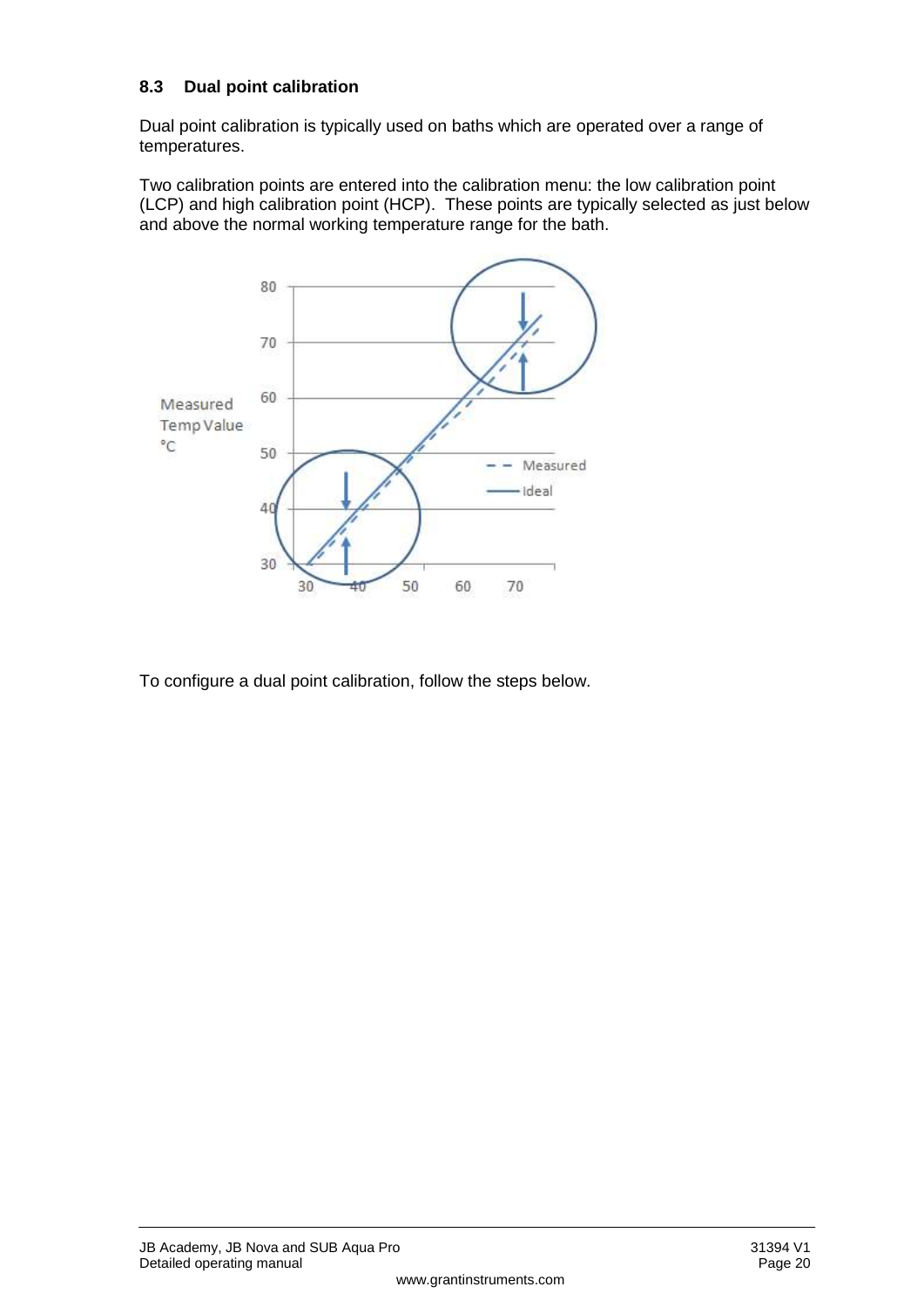### 8.3 Dual point calibration

Dual point calibration is typically used on baths which are operated over a range of temperatures.

Two calibration points are entered into the calibration menu: the low calibration point (LCP) and high calibration point (HCP). These points are typically selected as just below and above the normal working temperature range for the bath.

To configure a dual point calibration, follow the steps below.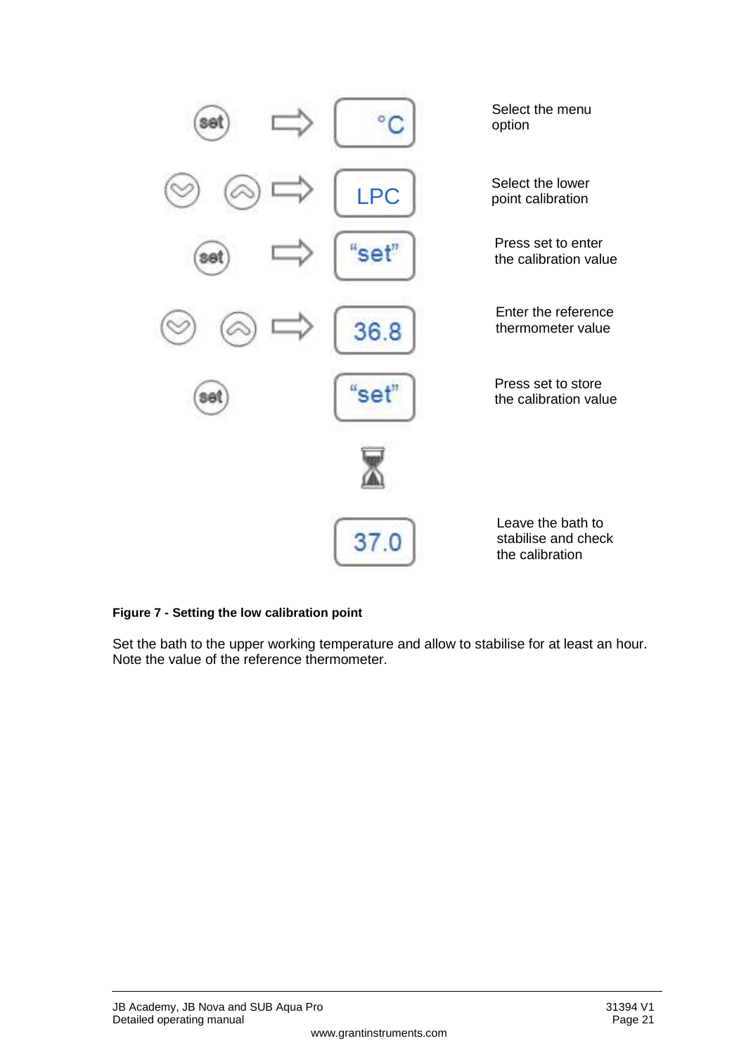| | Display | |
|---|---|---|
| set ⇨ | °C | Select the menu option |
| ⌄ ⌃ ⇨ | LPC | Select the lower point calibration |
| set ⇨ | "set" | Press set to enter the calibration value |
| ⌄ ⌃ ⇨ | 36.8 | Enter the reference thermometer value |
| set | "set" | Press set to store the calibration value |
| | ⧗ | |
| | 37.0 | Leave the bath to stabilise and check the calibration |

**Figure 7 - Setting the low calibration point**

Set the bath to the upper working temperature and allow to stabilise for at least an hour. Note the value of the reference thermometer.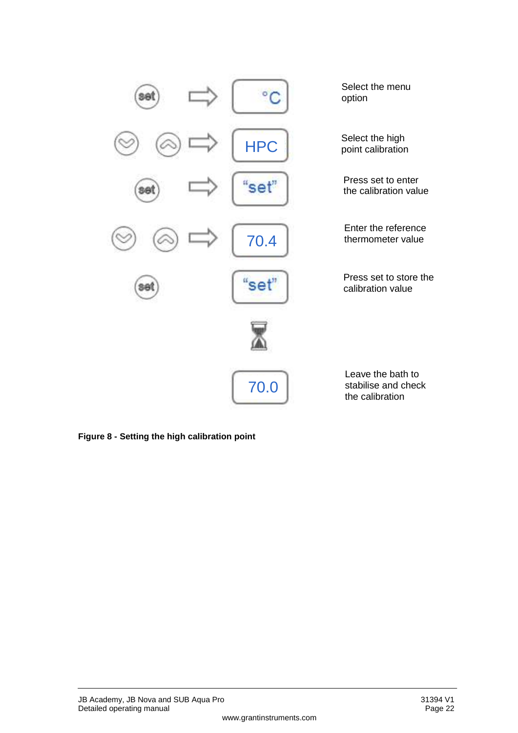| Action | Display | Description |
| --- | --- | --- |
| set | °C | Select the menu option |
| down / up | HPC | Select the high point calibration |
| set | "set" | Press set to enter the calibration value |
| down / up | 70.4 | Enter the reference thermometer value |
| set | "set" | Press set to store the calibration value |
| | (hourglass) | |
| | 70.0 | Leave the bath to stabilise and check the calibration |

**Figure 8 - Setting the high calibration point**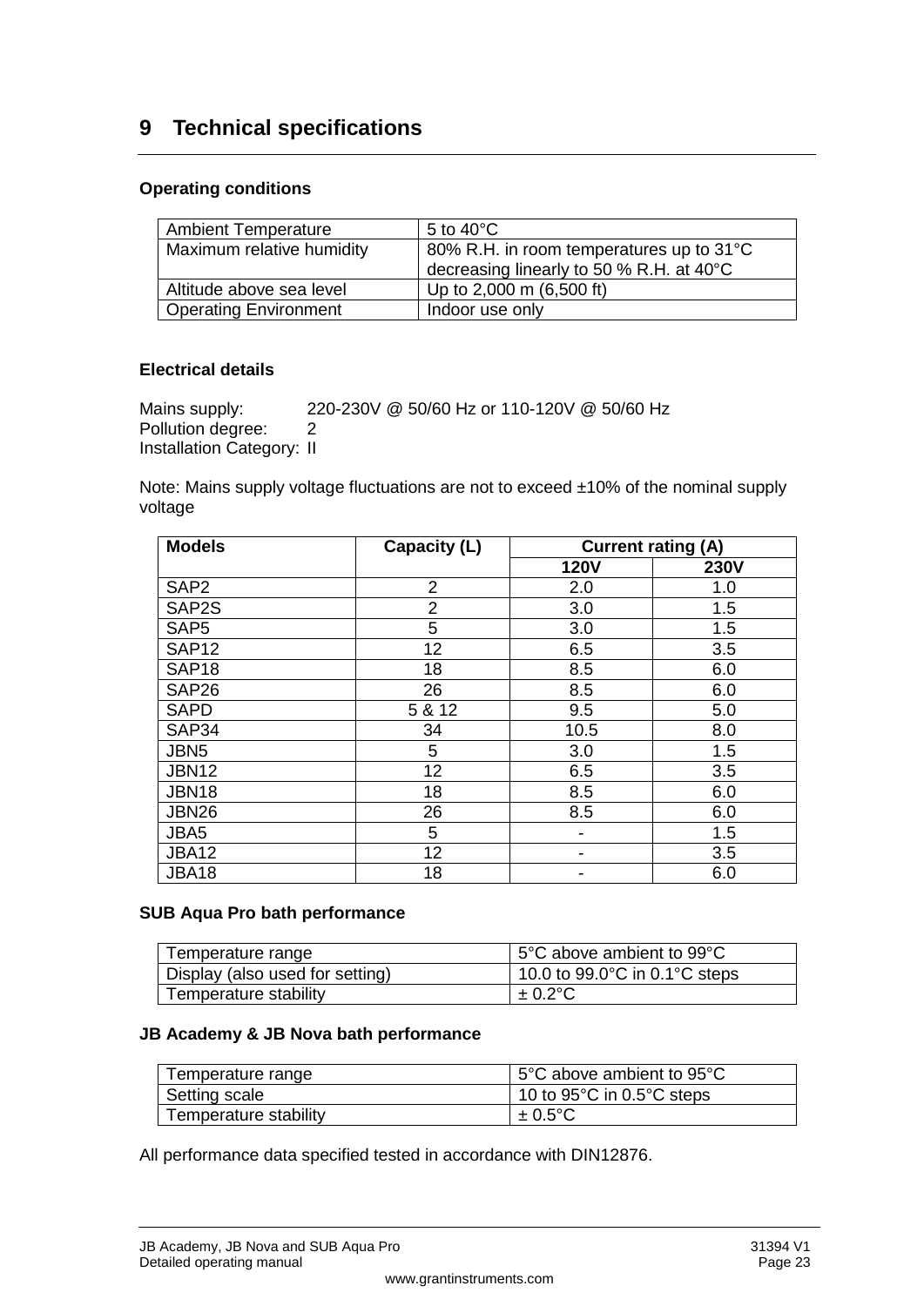# 9 Technical specifications

### Operating conditions

| Ambient Temperature | 5 to 40°C |
|---|---|
| Maximum relative humidity | 80% R.H. in room temperatures up to 31°C decreasing linearly to 50 % R.H. at 40°C |
| Altitude above sea level | Up to 2,000 m (6,500 ft) |
| Operating Environment | Indoor use only |

### Electrical details

Mains supply: 220-230V @ 50/60 Hz or 110-120V @ 50/60 Hz
Pollution degree: 2
Installation Category: II

Note: Mains supply voltage fluctuations are not to exceed ±10% of the nominal supply voltage

| Models | Capacity (L) | Current rating (A) | |
|---|---|---|---|
| | | 120V | 230V |
| SAP2 | 2 | 2.0 | 1.0 |
| SAP2S | 2 | 3.0 | 1.5 |
| SAP5 | 5 | 3.0 | 1.5 |
| SAP12 | 12 | 6.5 | 3.5 |
| SAP18 | 18 | 8.5 | 6.0 |
| SAP26 | 26 | 8.5 | 6.0 |
| SAPD | 5 & 12 | 9.5 | 5.0 |
| SAP34 | 34 | 10.5 | 8.0 |
| JBN5 | 5 | 3.0 | 1.5 |
| JBN12 | 12 | 6.5 | 3.5 |
| JBN18 | 18 | 8.5 | 6.0 |
| JBN26 | 26 | 8.5 | 6.0 |
| JBA5 | 5 | - | 1.5 |
| JBA12 | 12 | - | 3.5 |
| JBA18 | 18 | - | 6.0 |

### SUB Aqua Pro bath performance

| Temperature range | 5°C above ambient to 99°C |
|---|---|
| Display (also used for setting) | 10.0 to 99.0°C in 0.1°C steps |
| Temperature stability | ± 0.2°C |

### JB Academy & JB Nova bath performance

| Temperature range | 5°C above ambient to 95°C |
|---|---|
| Setting scale | 10 to 95°C in 0.5°C steps |
| Temperature stability | ± 0.5°C |

All performance data specified tested in accordance with DIN12876.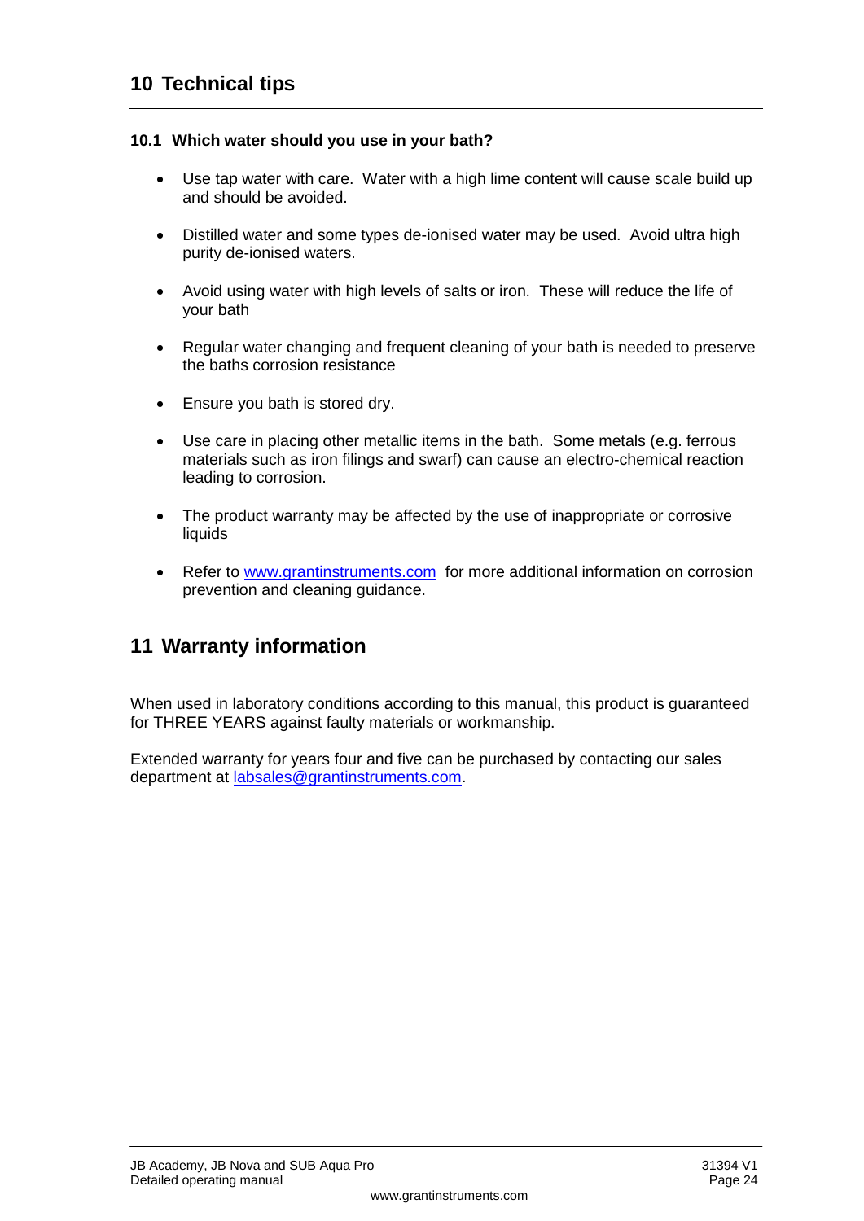# 10 Technical tips

### 10.1 Which water should you use in your bath?

- Use tap water with care. Water with a high lime content will cause scale build up and should be avoided.
- Distilled water and some types de-ionised water may be used. Avoid ultra high purity de-ionised waters.
- Avoid using water with high levels of salts or iron. These will reduce the life of your bath
- Regular water changing and frequent cleaning of your bath is needed to preserve the baths corrosion resistance
- Ensure you bath is stored dry.
- Use care in placing other metallic items in the bath. Some metals (e.g. ferrous materials such as iron filings and swarf) can cause an electro-chemical reaction leading to corrosion.
- The product warranty may be affected by the use of inappropriate or corrosive liquids
- Refer to [www.grantinstruments.com](http://www.grantinstruments.com) for more additional information on corrosion prevention and cleaning guidance.

# 11 Warranty information

When used in laboratory conditions according to this manual, this product is guaranteed for THREE YEARS against faulty materials or workmanship.

Extended warranty for years four and five can be purchased by contacting our sales department at [labsales@grantinstruments.com](mailto:labsales@grantinstruments.com).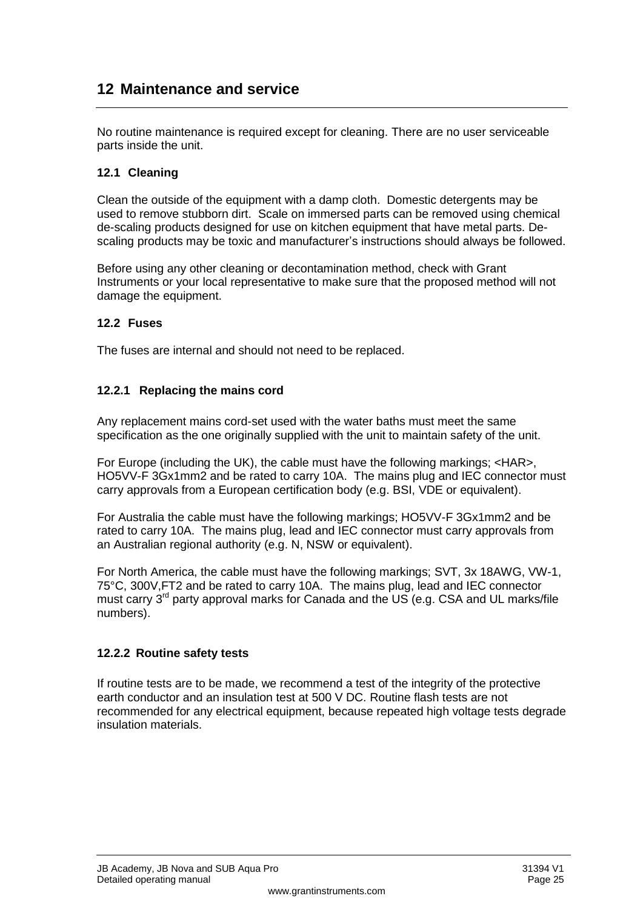# 12 Maintenance and service

No routine maintenance is required except for cleaning. There are no user serviceable parts inside the unit.

## 12.1 Cleaning

Clean the outside of the equipment with a damp cloth. Domestic detergents may be used to remove stubborn dirt. Scale on immersed parts can be removed using chemical de-scaling products designed for use on kitchen equipment that have metal parts. De-scaling products may be toxic and manufacturer's instructions should always be followed.

Before using any other cleaning or decontamination method, check with Grant Instruments or your local representative to make sure that the proposed method will not damage the equipment.

## 12.2 Fuses

The fuses are internal and should not need to be replaced.

### 12.2.1 Replacing the mains cord

Any replacement mains cord-set used with the water baths must meet the same specification as the one originally supplied with the unit to maintain safety of the unit.

For Europe (including the UK), the cable must have the following markings; <HAR>, HO5VV-F 3Gx1mm2 and be rated to carry 10A. The mains plug and IEC connector must carry approvals from a European certification body (e.g. BSI, VDE or equivalent).

For Australia the cable must have the following markings; HO5VV-F 3Gx1mm2 and be rated to carry 10A. The mains plug, lead and IEC connector must carry approvals from an Australian regional authority (e.g. N, NSW or equivalent).

For North America, the cable must have the following markings; SVT, 3x 18AWG, VW-1, 75°C, 300V,FT2 and be rated to carry 10A. The mains plug, lead and IEC connector must carry 3rd party approval marks for Canada and the US (e.g. CSA and UL marks/file numbers).

### 12.2.2 Routine safety tests

If routine tests are to be made, we recommend a test of the integrity of the protective earth conductor and an insulation test at 500 V DC. Routine flash tests are not recommended for any electrical equipment, because repeated high voltage tests degrade insulation materials.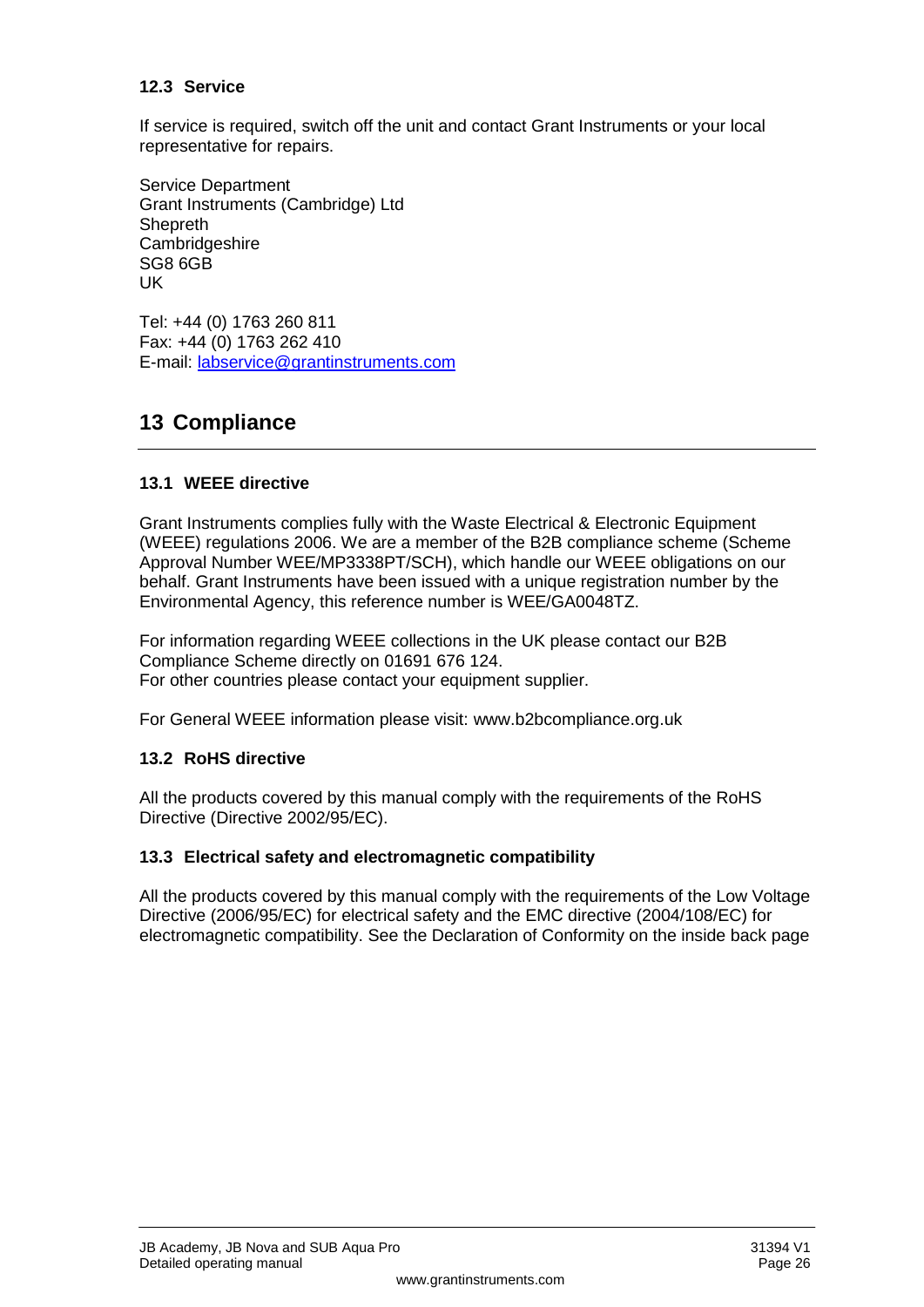### 12.3 Service

If service is required, switch off the unit and contact Grant Instruments or your local representative for repairs.

Service Department
Grant Instruments (Cambridge) Ltd
Shepreth
Cambridgeshire
SG8 6GB
UK

Tel: +44 (0) 1763 260 811
Fax: +44 (0) 1763 262 410
E-mail: labservice@grantinstruments.com

## 13 Compliance

### 13.1 WEEE directive

Grant Instruments complies fully with the Waste Electrical & Electronic Equipment (WEEE) regulations 2006. We are a member of the B2B compliance scheme (Scheme Approval Number WEE/MP3338PT/SCH), which handle our WEEE obligations on our behalf. Grant Instruments have been issued with a unique registration number by the Environmental Agency, this reference number is WEE/GA0048TZ.

For information regarding WEEE collections in the UK please contact our B2B Compliance Scheme directly on 01691 676 124.
For other countries please contact your equipment supplier.

For General WEEE information please visit: www.b2bcompliance.org.uk

### 13.2 RoHS directive

All the products covered by this manual comply with the requirements of the RoHS Directive (Directive 2002/95/EC).

### 13.3 Electrical safety and electromagnetic compatibility

All the products covered by this manual comply with the requirements of the Low Voltage Directive (2006/95/EC) for electrical safety and the EMC directive (2004/108/EC) for electromagnetic compatibility. See the Declaration of Conformity on the inside back page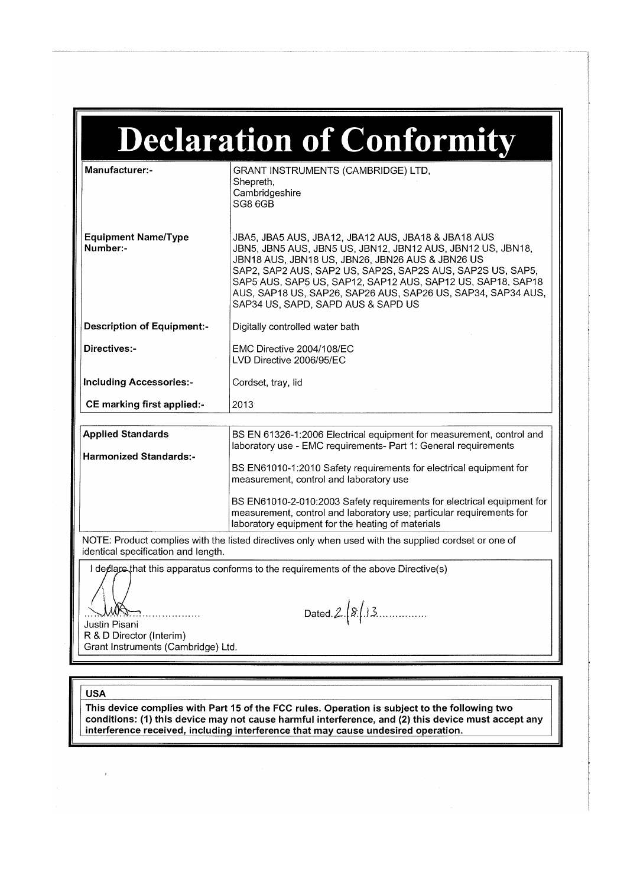# Declaration of Conformity

| | |
|---|---|
| **Manufacturer:-** | GRANT INSTRUMENTS (CAMBRIDGE) LTD, Shepreth, Cambridgeshire SG8 6GB |
| **Equipment Name/Type Number:-** | JBA5, JBA5 AUS, JBA12, JBA12 AUS, JBA18 & JBA18 AUS JBN5, JBN5 AUS, JBN5 US, JBN12, JBN12 AUS, JBN12 US, JBN18, JBN18 AUS, JBN18 US, JBN26, JBN26 AUS & JBN26 US SAP2, SAP2 AUS, SAP2 US, SAP2S, SAP2S AUS, SAP2S US, SAP5, SAP5 AUS, SAP5 US, SAP12, SAP12 AUS, SAP12 US, SAP18, SAP18 AUS, SAP18 US, SAP26, SAP26 AUS, SAP26 US, SAP34, SAP34 AUS, SAP34 US, SAPD, SAPD AUS & SAPD US |
| **Description of Equipment:-** | Digitally controlled water bath |
| **Directives:-** | EMC Directive 2004/108/EC<br>LVD Directive 2006/95/EC |
| **Including Accessories:-** | Cordset, tray, lid |
| **CE marking first applied:-** | 2013 |

| | |
|---|---|
| **Applied Standards**<br><br>**Harmonized Standards:-** | BS EN 61326-1:2006 Electrical equipment for measurement, control and laboratory use - EMC requirements- Part 1: General requirements<br><br>BS EN61010-1:2010 Safety requirements for electrical equipment for measurement, control and laboratory use<br><br>BS EN61010-2-010:2003 Safety requirements for electrical equipment for measurement, control and laboratory use; particular requirements for laboratory equipment for the heating of materials |

NOTE: Product complies with the listed directives only when used with the supplied cordset or one of identical specification and length.

I declare that this apparatus conforms to the requirements of the above Directive(s)

Dated 2/8/13

Justin Pisani
R & D Director (Interim)
Grant Instruments (Cambridge) Ltd.

**USA**

**This device complies with Part 15 of the FCC rules. Operation is subject to the following two conditions: (1) this device may not cause harmful interference, and (2) this device must accept any interference received, including interference that may cause undesired operation.**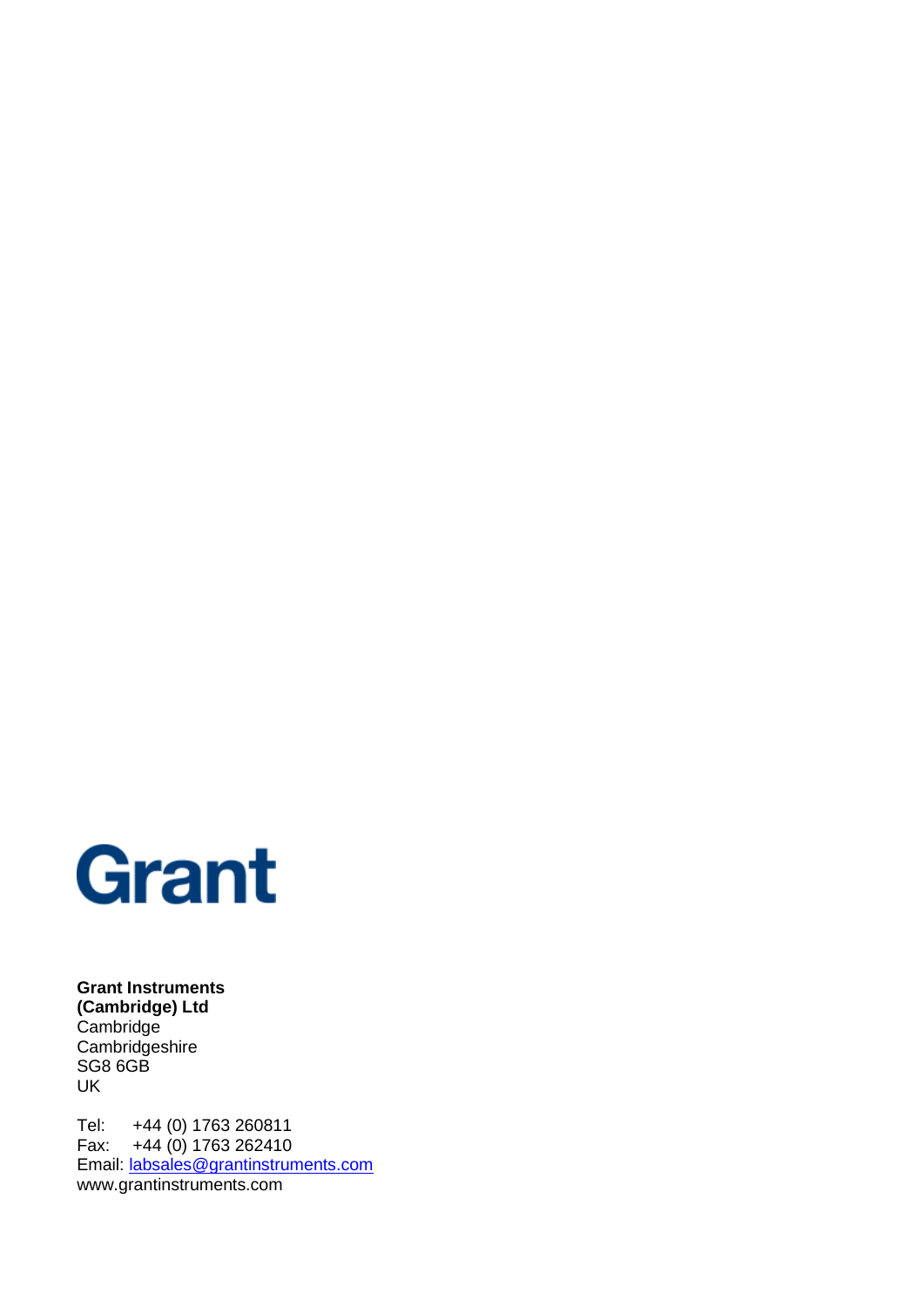Grant

**Grant Instruments (Cambridge) Ltd**
Cambridge
Cambridgeshire
SG8 6GB
UK

Tel: +44 (0) 1763 260811
Fax: +44 (0) 1763 262410
Email: labsales@grantinstruments.com
www.grantinstruments.com